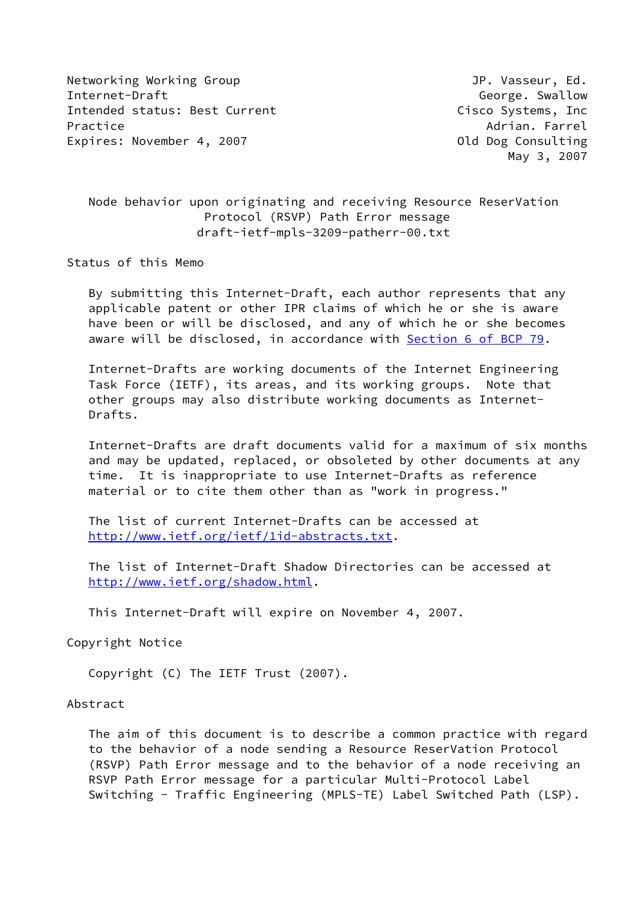Networking Working Group JP. Vasseur, Ed.
Internet-Draft George. Swallow
Intended status: Best Current Practice Cisco Systems, Inc
Expires: November 4, 2007 Adrian. Farrel
Old Dog Consulting
May 3, 2007

# Node behavior upon originating and receiving Resource ReserVation Protocol (RSVP) Path Error message
draft-ietf-mpls-3209-patherr-00.txt

## Status of this Memo

By submitting this Internet-Draft, each author represents that any applicable patent or other IPR claims of which he or she is aware have been or will be disclosed, and any of which he or she becomes aware will be disclosed, in accordance with Section 6 of BCP 79.

Internet-Drafts are working documents of the Internet Engineering Task Force (IETF), its areas, and its working groups. Note that other groups may also distribute working documents as Internet-Drafts.

Internet-Drafts are draft documents valid for a maximum of six months and may be updated, replaced, or obsoleted by other documents at any time. It is inappropriate to use Internet-Drafts as reference material or to cite them other than as "work in progress."

The list of current Internet-Drafts can be accessed at http://www.ietf.org/ietf/1id-abstracts.txt.

The list of Internet-Draft Shadow Directories can be accessed at http://www.ietf.org/shadow.html.

This Internet-Draft will expire on November 4, 2007.

## Copyright Notice

Copyright (C) The IETF Trust (2007).

## Abstract

The aim of this document is to describe a common practice with regard to the behavior of a node sending a Resource ReserVation Protocol (RSVP) Path Error message and to the behavior of a node receiving an RSVP Path Error message for a particular Multi-Protocol Label Switching - Traffic Engineering (MPLS-TE) Label Switched Path (LSP).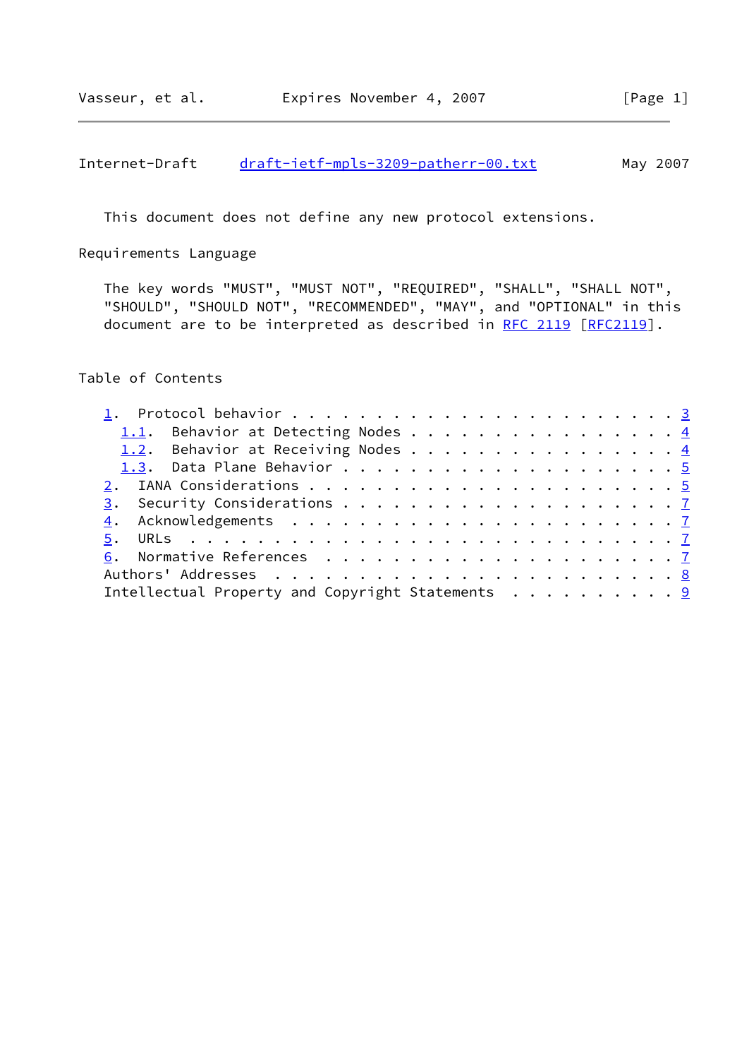This document does not define any new protocol extensions.

## Requirements Language

The key words "MUST", "MUST NOT", "REQUIRED", "SHALL", "SHALL NOT", "SHOULD", "SHOULD NOT", "RECOMMENDED", "MAY", and "OPTIONAL" in this document are to be interpreted as described in RFC 2119 [RFC2119].

## Table of Contents

1. Protocol behavior . . . . . . . . . . . . . . . . . . . . . . . 3
   1.1. Behavior at Detecting Nodes . . . . . . . . . . . . . . . . 4
   1.2. Behavior at Receiving Nodes . . . . . . . . . . . . . . . . 4
   1.3. Data Plane Behavior . . . . . . . . . . . . . . . . . . . . 5
2. IANA Considerations . . . . . . . . . . . . . . . . . . . . . . 5
3. Security Considerations . . . . . . . . . . . . . . . . . . . . 7
4. Acknowledgements . . . . . . . . . . . . . . . . . . . . . . . 7
5. URLs . . . . . . . . . . . . . . . . . . . . . . . . . . . . . 7
6. Normative References . . . . . . . . . . . . . . . . . . . . . 7

Authors' Addresses . . . . . . . . . . . . . . . . . . . . . . . . 8
Intellectual Property and Copyright Statements . . . . . . . . . . 9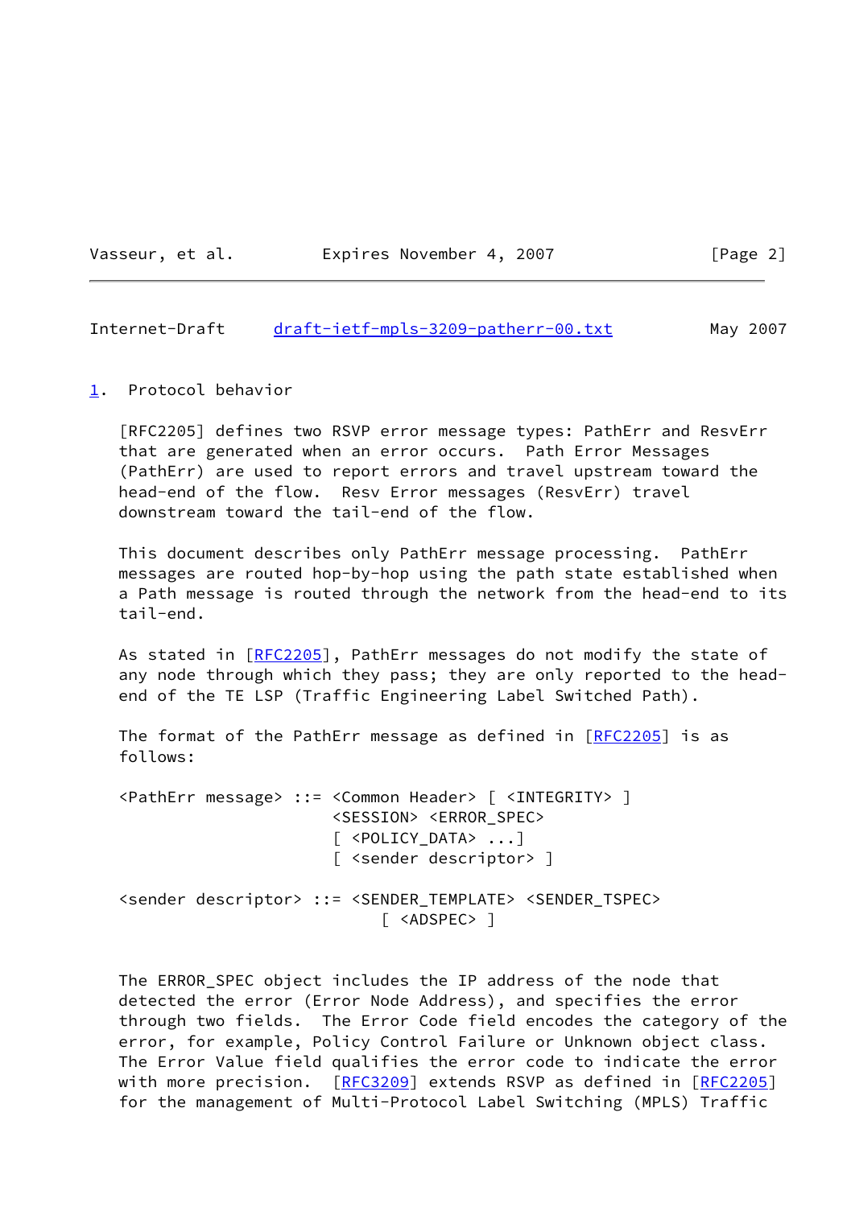## 1. Protocol behavior

[RFC2205] defines two RSVP error message types: PathErr and ResvErr that are generated when an error occurs. Path Error Messages (PathErr) are used to report errors and travel upstream toward the head-end of the flow. Resv Error messages (ResvErr) travel downstream toward the tail-end of the flow.

This document describes only PathErr message processing. PathErr messages are routed hop-by-hop using the path state established when a Path message is routed through the network from the head-end to its tail-end.

As stated in [RFC2205], PathErr messages do not modify the state of any node through which they pass; they are only reported to the head-end of the TE LSP (Traffic Engineering Label Switched Path).

The format of the PathErr message as defined in [RFC2205] is as follows:

```
<PathErr message> ::= <Common Header> [ <INTEGRITY> ]
                      <SESSION> <ERROR_SPEC>
                      [ <POLICY_DATA> ...]
                      [ <sender descriptor> ]

<sender descriptor> ::= <SENDER_TEMPLATE> <SENDER_TSPEC>
                           [ <ADSPEC> ]
```

The ERROR_SPEC object includes the IP address of the node that detected the error (Error Node Address), and specifies the error through two fields. The Error Code field encodes the category of the error, for example, Policy Control Failure or Unknown object class. The Error Value field qualifies the error code to indicate the error with more precision. [RFC3209] extends RSVP as defined in [RFC2205] for the management of Multi-Protocol Label Switching (MPLS) Traffic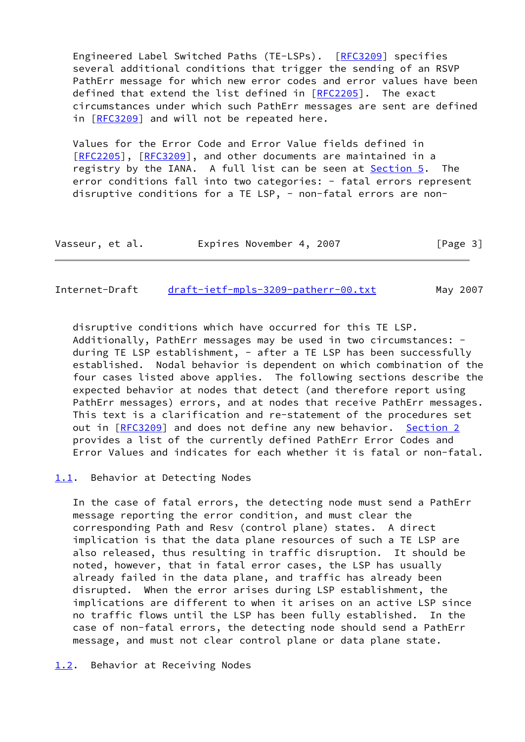Engineered Label Switched Paths (TE-LSPs). [RFC3209] specifies several additional conditions that trigger the sending of an RSVP PathErr message for which new error codes and error values have been defined that extend the list defined in [RFC2205]. The exact circumstances under which such PathErr messages are sent are defined in [RFC3209] and will not be repeated here.

Values for the Error Code and Error Value fields defined in [RFC2205], [RFC3209], and other documents are maintained in a registry by the IANA. A full list can be seen at Section 5. The error conditions fall into two categories: - fatal errors represent disruptive conditions for a TE LSP, - non-fatal errors are non-disruptive conditions which have occurred for this TE LSP. Additionally, PathErr messages may be used in two circumstances: - during TE LSP establishment, - after a TE LSP has been successfully established. Nodal behavior is dependent on which combination of the four cases listed above applies. The following sections describe the expected behavior at nodes that detect (and therefore report using PathErr messages) errors, and at nodes that receive PathErr messages. This text is a clarification and re-statement of the procedures set out in [RFC3209] and does not define any new behavior. Section 2 provides a list of the currently defined PathErr Error Codes and Error Values and indicates for each whether it is fatal or non-fatal.

## 1.1. Behavior at Detecting Nodes

In the case of fatal errors, the detecting node must send a PathErr message reporting the error condition, and must clear the corresponding Path and Resv (control plane) states. A direct implication is that the data plane resources of such a TE LSP are also released, thus resulting in traffic disruption. It should be noted, however, that in fatal error cases, the LSP has usually already failed in the data plane, and traffic has already been disrupted. When the error arises during LSP establishment, the implications are different to when it arises on an active LSP since no traffic flows until the LSP has been fully established. In the case of non-fatal errors, the detecting node should send a PathErr message, and must not clear control plane or data plane state.

## 1.2. Behavior at Receiving Nodes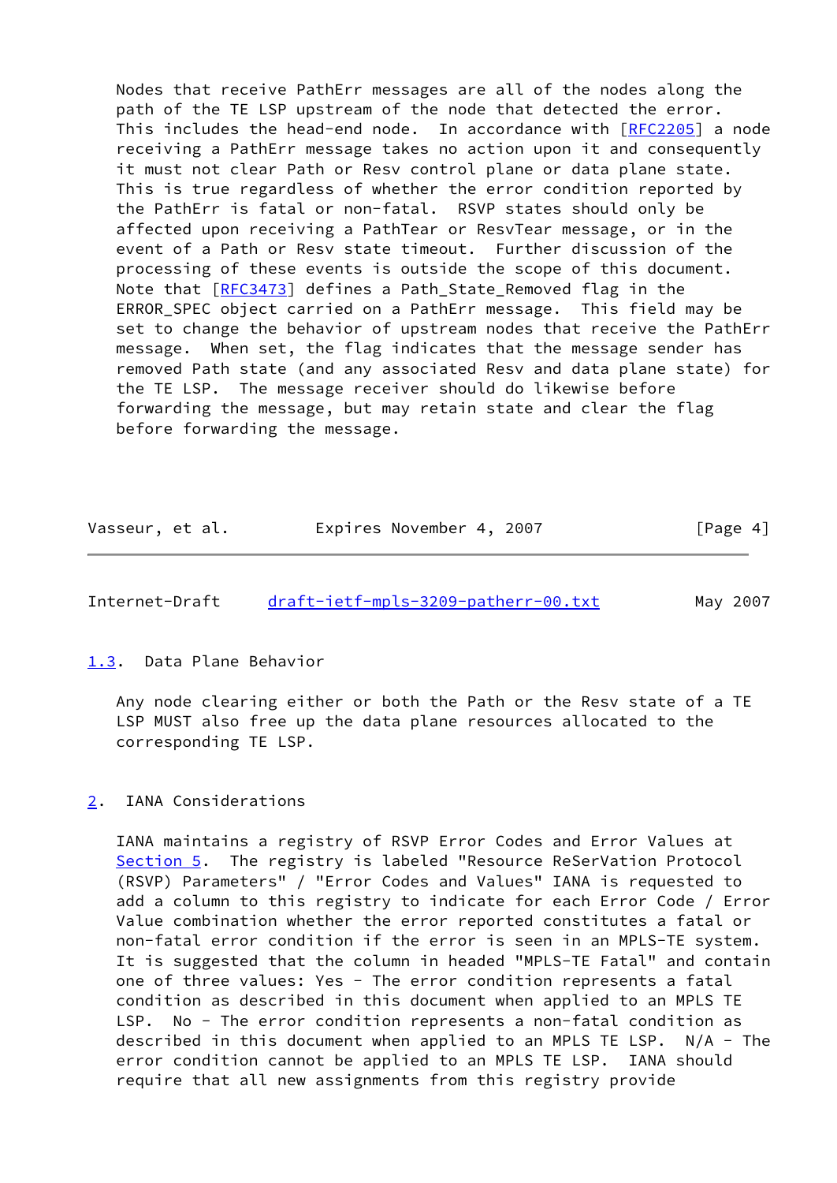Nodes that receive PathErr messages are all of the nodes along the path of the TE LSP upstream of the node that detected the error. This includes the head-end node. In accordance with [RFC2205] a node receiving a PathErr message takes no action upon it and consequently it must not clear Path or Resv control plane or data plane state. This is true regardless of whether the error condition reported by the PathErr is fatal or non-fatal. RSVP states should only be affected upon receiving a PathTear or ResvTear message, or in the event of a Path or Resv state timeout. Further discussion of the processing of these events is outside the scope of this document. Note that [RFC3473] defines a Path_State_Removed flag in the ERROR_SPEC object carried on a PathErr message. This field may be set to change the behavior of upstream nodes that receive the PathErr message. When set, the flag indicates that the message sender has removed Path state (and any associated Resv and data plane state) for the TE LSP. The message receiver should do likewise before forwarding the message, but may retain state and clear the flag before forwarding the message.

### 1.3. Data Plane Behavior

Any node clearing either or both the Path or the Resv state of a TE LSP MUST also free up the data plane resources allocated to the corresponding TE LSP.

## 2. IANA Considerations

IANA maintains a registry of RSVP Error Codes and Error Values at Section 5. The registry is labeled "Resource ReSerVation Protocol (RSVP) Parameters" / "Error Codes and Values" IANA is requested to add a column to this registry to indicate for each Error Code / Error Value combination whether the error reported constitutes a fatal or non-fatal error condition if the error is seen in an MPLS-TE system. It is suggested that the column in headed "MPLS-TE Fatal" and contain one of three values: Yes - The error condition represents a fatal condition as described in this document when applied to an MPLS TE LSP. No - The error condition represents a non-fatal condition as described in this document when applied to an MPLS TE LSP. N/A - The error condition cannot be applied to an MPLS TE LSP. IANA should require that all new assignments from this registry provide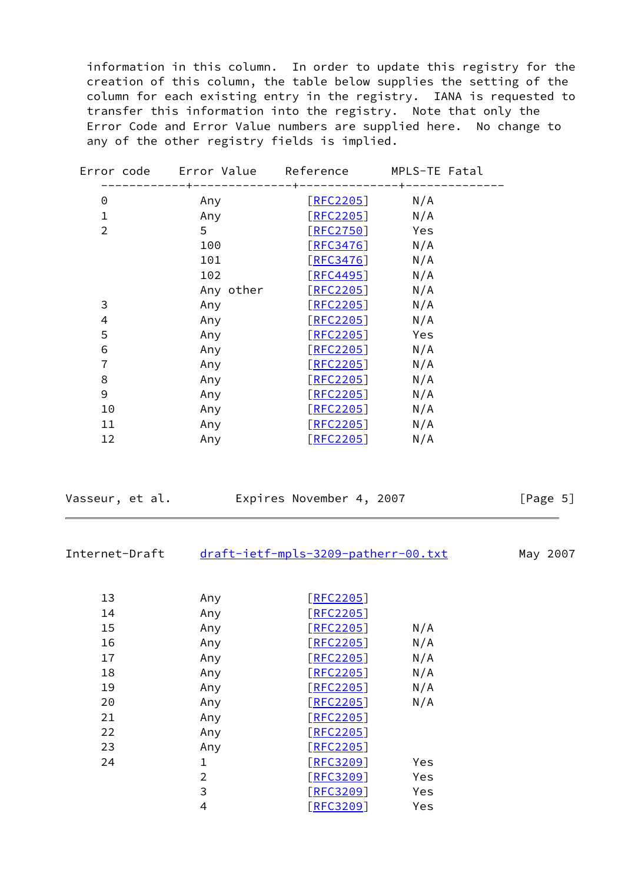information in this column. In order to update this registry for the creation of this column, the table below supplies the setting of the column for each existing entry in the registry. IANA is requested to transfer this information into the registry. Note that only the Error Code and Error Value numbers are supplied here. No change to any of the other registry fields is implied.

| Error code | Error Value | Reference | MPLS-TE Fatal |
|---|---|---|---|
| 0 | Any | [RFC2205] | N/A |
| 1 | Any | [RFC2205] | N/A |
| 2 | 5 | [RFC2750] | Yes |
| | 100 | [RFC3476] | N/A |
| | 101 | [RFC3476] | N/A |
| | 102 | [RFC4495] | N/A |
| | Any other | [RFC2205] | N/A |
| 3 | Any | [RFC2205] | N/A |
| 4 | Any | [RFC2205] | N/A |
| 5 | Any | [RFC2205] | Yes |
| 6 | Any | [RFC2205] | N/A |
| 7 | Any | [RFC2205] | N/A |
| 8 | Any | [RFC2205] | N/A |
| 9 | Any | [RFC2205] | N/A |
| 10 | Any | [RFC2205] | N/A |
| 11 | Any | [RFC2205] | N/A |
| 12 | Any | [RFC2205] | N/A |
| 13 | Any | [RFC2205] | |
| 14 | Any | [RFC2205] | |
| 15 | Any | [RFC2205] | N/A |
| 16 | Any | [RFC2205] | N/A |
| 17 | Any | [RFC2205] | N/A |
| 18 | Any | [RFC2205] | N/A |
| 19 | Any | [RFC2205] | N/A |
| 20 | Any | [RFC2205] | N/A |
| 21 | Any | [RFC2205] | |
| 22 | Any | [RFC2205] | |
| 23 | Any | [RFC2205] | |
| 24 | 1 | [RFC3209] | Yes |
| | 2 | [RFC3209] | Yes |
| | 3 | [RFC3209] | Yes |
| | 4 | [RFC3209] | Yes |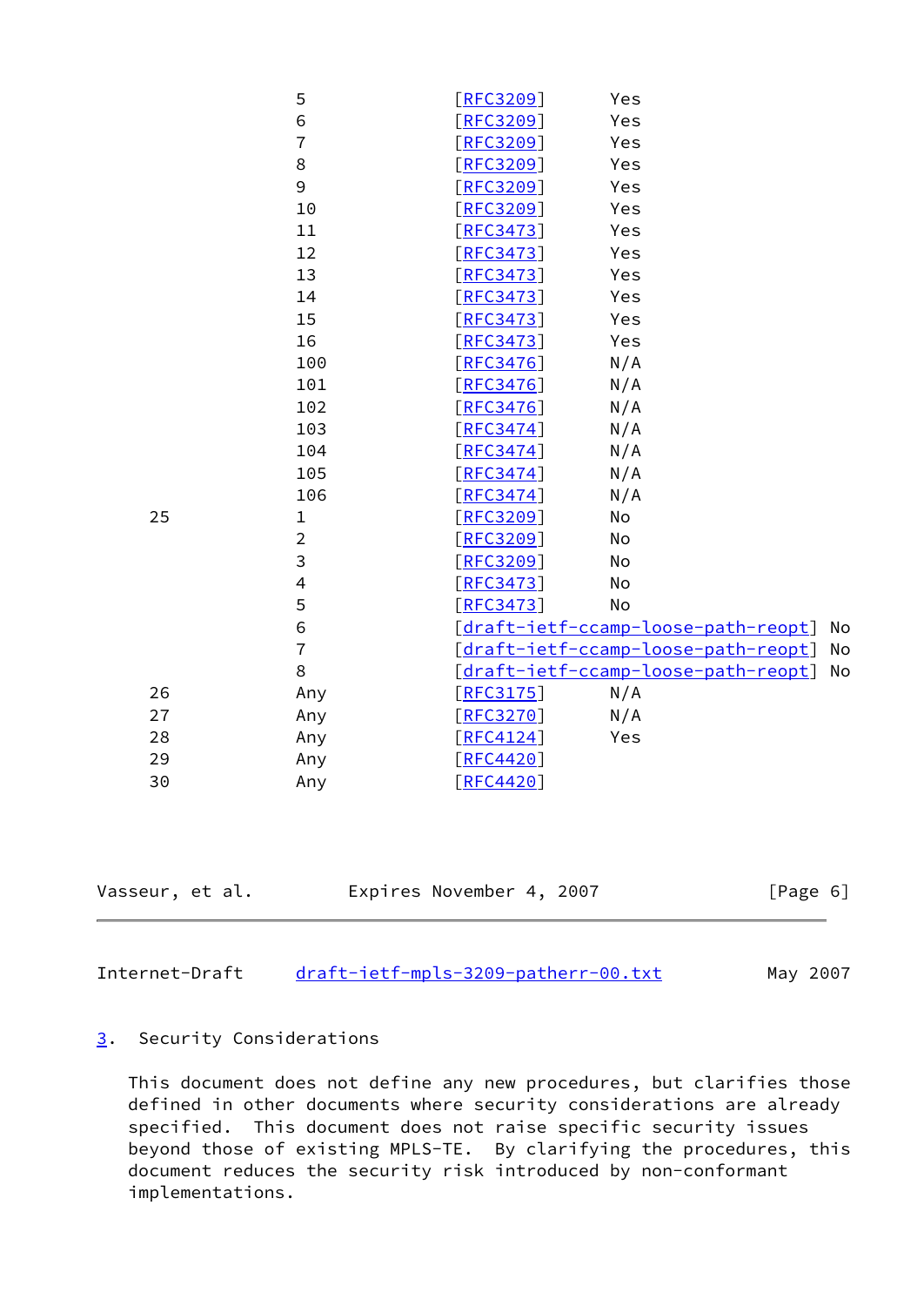| | | | |
|---|---|---|---|
| | 5 | [RFC3209] | Yes |
| | 6 | [RFC3209] | Yes |
| | 7 | [RFC3209] | Yes |
| | 8 | [RFC3209] | Yes |
| | 9 | [RFC3209] | Yes |
| | 10 | [RFC3209] | Yes |
| | 11 | [RFC3473] | Yes |
| | 12 | [RFC3473] | Yes |
| | 13 | [RFC3473] | Yes |
| | 14 | [RFC3473] | Yes |
| | 15 | [RFC3473] | Yes |
| | 16 | [RFC3473] | Yes |
| | 100 | [RFC3476] | N/A |
| | 101 | [RFC3476] | N/A |
| | 102 | [RFC3476] | N/A |
| | 103 | [RFC3474] | N/A |
| | 104 | [RFC3474] | N/A |
| | 105 | [RFC3474] | N/A |
| | 106 | [RFC3474] | N/A |
| 25 | 1 | [RFC3209] | No |
| | 2 | [RFC3209] | No |
| | 3 | [RFC3209] | No |
| | 4 | [RFC3473] | No |
| | 5 | [RFC3473] | No |
| | 6 | [draft-ietf-ccamp-loose-path-reopt] | No |
| | 7 | [draft-ietf-ccamp-loose-path-reopt] | No |
| | 8 | [draft-ietf-ccamp-loose-path-reopt] | No |
| 26 | Any | [RFC3175] | N/A |
| 27 | Any | [RFC3270] | N/A |
| 28 | Any | [RFC4124] | Yes |
| 29 | Any | [RFC4420] | |
| 30 | Any | [RFC4420] | |

## 3. Security Considerations

This document does not define any new procedures, but clarifies those defined in other documents where security considerations are already specified. This document does not raise specific security issues beyond those of existing MPLS-TE. By clarifying the procedures, this document reduces the security risk introduced by non-conformant implementations.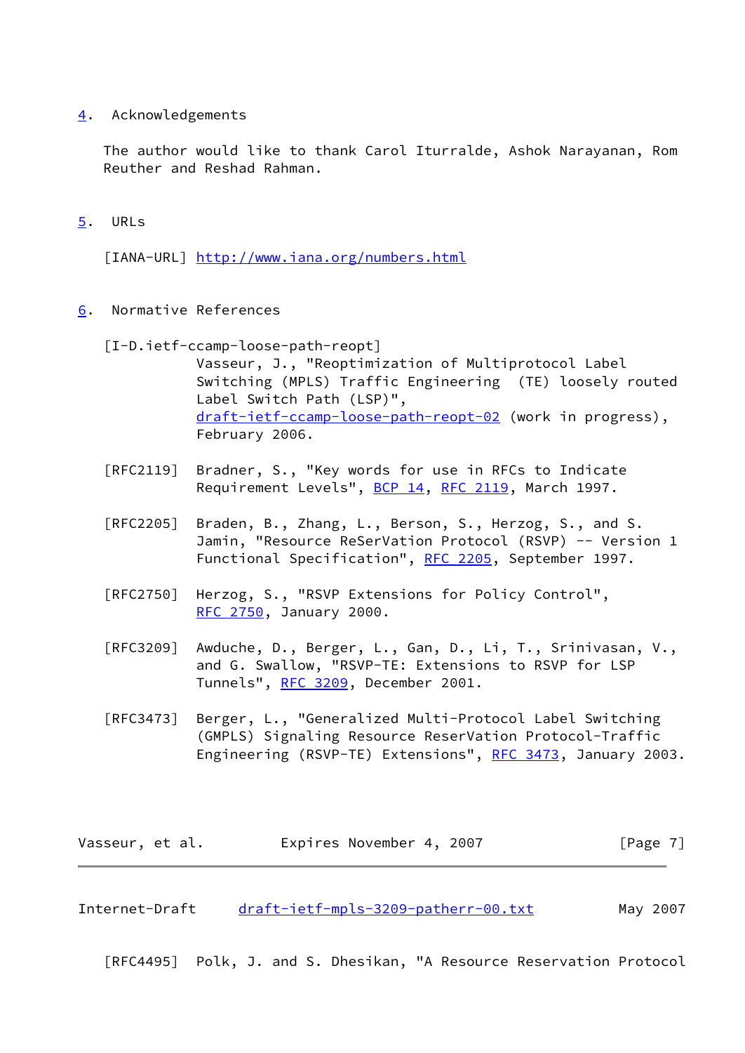## 4. Acknowledgements

The author would like to thank Carol Iturralde, Ashok Narayanan, Rom Reuther and Reshad Rahman.

## 5. URLs

[IANA-URL] http://www.iana.org/numbers.html

## 6. Normative References

[I-D.ietf-ccamp-loose-path-reopt]
Vasseur, J., "Reoptimization of Multiprotocol Label Switching (MPLS) Traffic Engineering (TE) loosely routed Label Switch Path (LSP)", draft-ietf-ccamp-loose-path-reopt-02 (work in progress), February 2006.

[RFC2119] Bradner, S., "Key words for use in RFCs to Indicate Requirement Levels", BCP 14, RFC 2119, March 1997.

[RFC2205] Braden, B., Zhang, L., Berson, S., Herzog, S., and S. Jamin, "Resource ReSerVation Protocol (RSVP) -- Version 1 Functional Specification", RFC 2205, September 1997.

[RFC2750] Herzog, S., "RSVP Extensions for Policy Control", RFC 2750, January 2000.

[RFC3209] Awduche, D., Berger, L., Gan, D., Li, T., Srinivasan, V., and G. Swallow, "RSVP-TE: Extensions to RSVP for LSP Tunnels", RFC 3209, December 2001.

[RFC3473] Berger, L., "Generalized Multi-Protocol Label Switching (GMPLS) Signaling Resource ReserVation Protocol-Traffic Engineering (RSVP-TE) Extensions", RFC 3473, January 2003.

[RFC4495] Polk, J. and S. Dhesikan, "A Resource Reservation Protocol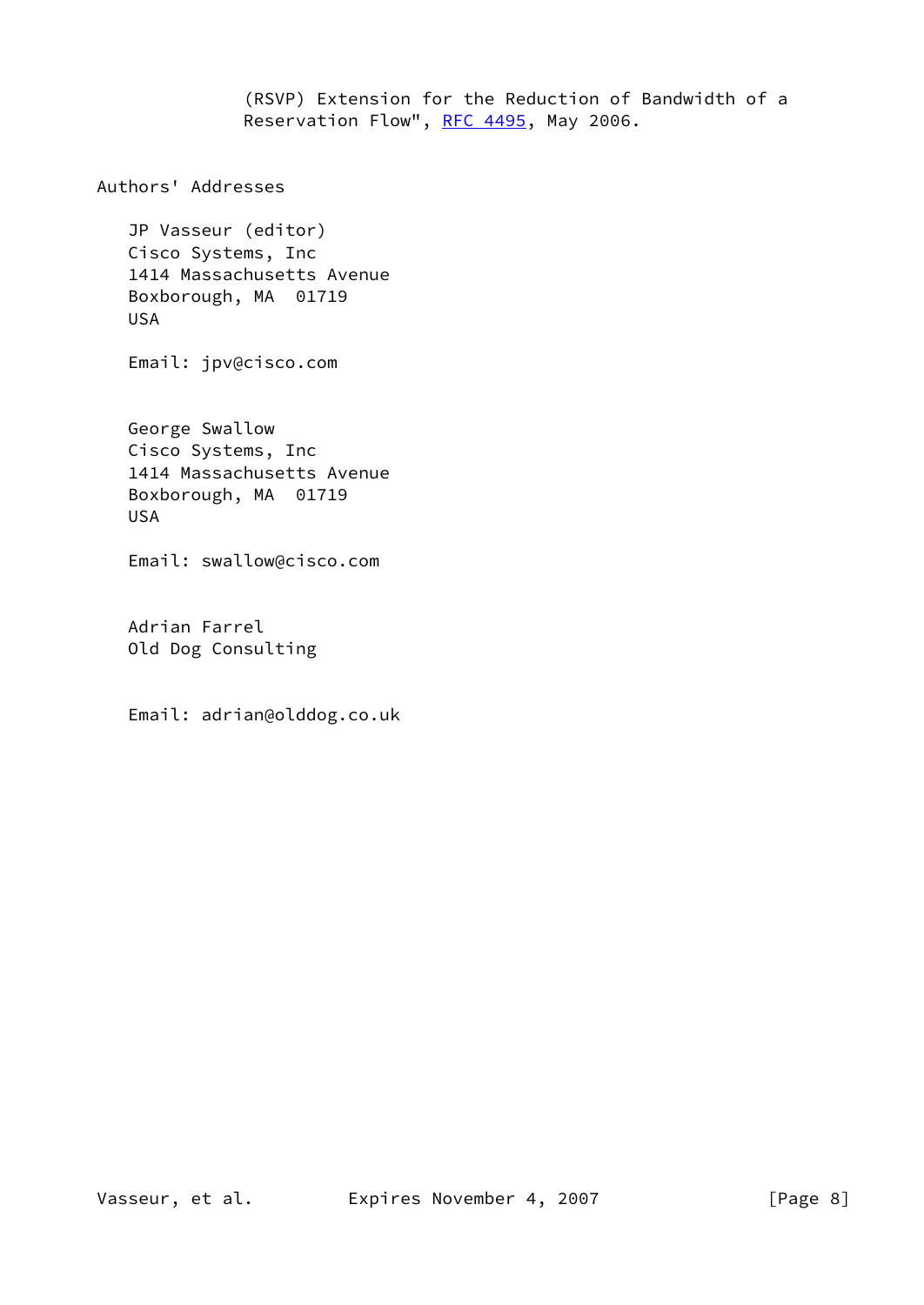(RSVP) Extension for the Reduction of Bandwidth of a Reservation Flow", RFC 4495, May 2006.

## Authors' Addresses

JP Vasseur (editor)
Cisco Systems, Inc
1414 Massachusetts Avenue
Boxborough, MA  01719
USA

Email: jpv@cisco.com

George Swallow
Cisco Systems, Inc
1414 Massachusetts Avenue
Boxborough, MA  01719
USA

Email: swallow@cisco.com

Adrian Farrel
Old Dog Consulting

Email: adrian@olddog.co.uk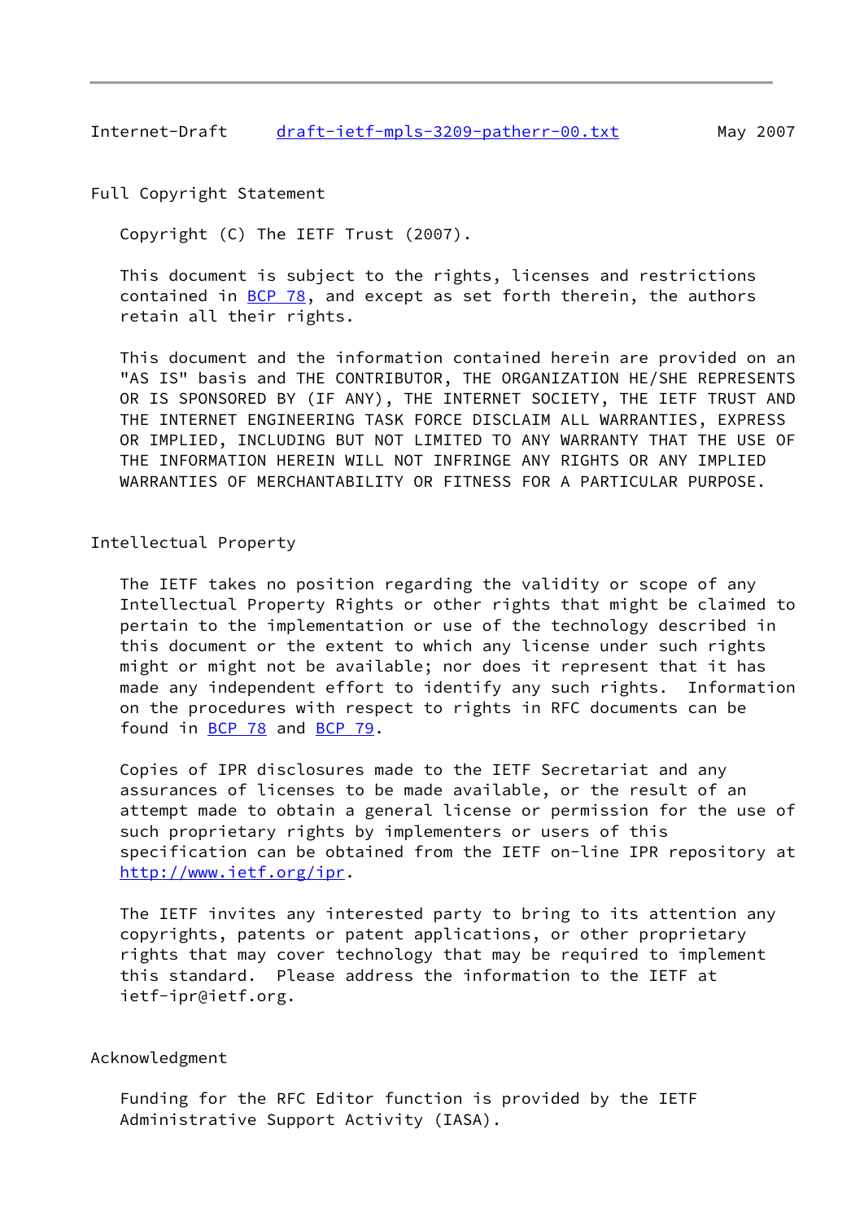## Full Copyright Statement

Copyright (C) The IETF Trust (2007).

This document is subject to the rights, licenses and restrictions contained in BCP 78, and except as set forth therein, the authors retain all their rights.

This document and the information contained herein are provided on an "AS IS" basis and THE CONTRIBUTOR, THE ORGANIZATION HE/SHE REPRESENTS OR IS SPONSORED BY (IF ANY), THE INTERNET SOCIETY, THE IETF TRUST AND THE INTERNET ENGINEERING TASK FORCE DISCLAIM ALL WARRANTIES, EXPRESS OR IMPLIED, INCLUDING BUT NOT LIMITED TO ANY WARRANTY THAT THE USE OF THE INFORMATION HEREIN WILL NOT INFRINGE ANY RIGHTS OR ANY IMPLIED WARRANTIES OF MERCHANTABILITY OR FITNESS FOR A PARTICULAR PURPOSE.

## Intellectual Property

The IETF takes no position regarding the validity or scope of any Intellectual Property Rights or other rights that might be claimed to pertain to the implementation or use of the technology described in this document or the extent to which any license under such rights might or might not be available; nor does it represent that it has made any independent effort to identify any such rights. Information on the procedures with respect to rights in RFC documents can be found in BCP 78 and BCP 79.

Copies of IPR disclosures made to the IETF Secretariat and any assurances of licenses to be made available, or the result of an attempt made to obtain a general license or permission for the use of such proprietary rights by implementers or users of this specification can be obtained from the IETF on-line IPR repository at http://www.ietf.org/ipr.

The IETF invites any interested party to bring to its attention any copyrights, patents or patent applications, or other proprietary rights that may cover technology that may be required to implement this standard. Please address the information to the IETF at ietf-ipr@ietf.org.

## Acknowledgment

Funding for the RFC Editor function is provided by the IETF Administrative Support Activity (IASA).